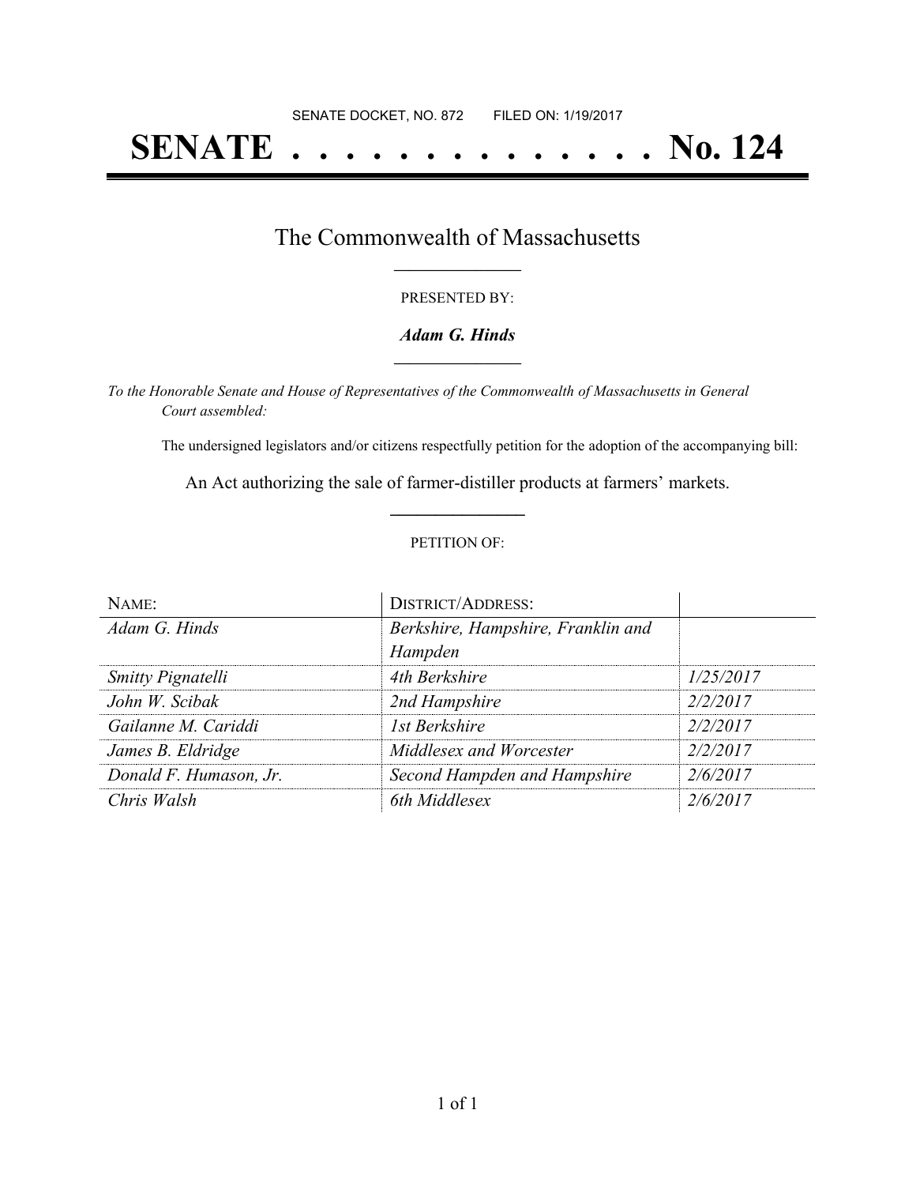SENATE DOCKET, NO. 872        FILED ON: 1/19/2017

# SENATE . . . . . . . . . . . . . . No. 124

## The Commonwealth of Massachusetts

PRESENTED BY:

***Adam G. Hinds***

*To the Honorable Senate and House of Representatives of the Commonwealth of Massachusetts in General Court assembled:*

The undersigned legislators and/or citizens respectfully petition for the adoption of the accompanying bill:

An Act authorizing the sale of farmer-distiller products at farmers' markets.

PETITION OF:

| NAME: | DISTRICT/ADDRESS: | |
|---|---|---|
| *Adam G. Hinds* | *Berkshire, Hampshire, Franklin and Hampden* | |
| *Smitty Pignatelli* | *4th Berkshire* | *1/25/2017* |
| *John W. Scibak* | *2nd Hampshire* | *2/2/2017* |
| *Gailanne M. Cariddi* | *1st Berkshire* | *2/2/2017* |
| *James B. Eldridge* | *Middlesex and Worcester* | *2/2/2017* |
| *Donald F. Humason, Jr.* | *Second Hampden and Hampshire* | *2/6/2017* |
| *Chris Walsh* | *6th Middlesex* | *2/6/2017* |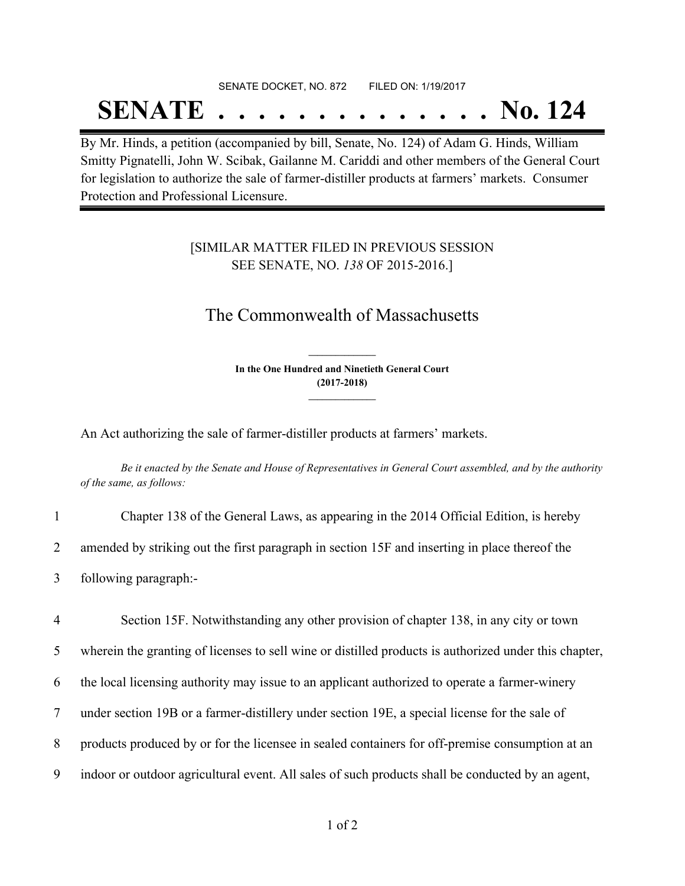SENATE DOCKET, NO. 872        FILED ON: 1/19/2017

# SENATE . . . . . . . . . . . . . . No. 124

By Mr. Hinds, a petition (accompanied by bill, Senate, No. 124) of Adam G. Hinds, William Smitty Pignatelli, John W. Scibak, Gailanne M. Cariddi and other members of the General Court for legislation to authorize the sale of farmer-distiller products at farmers' markets. Consumer Protection and Professional Licensure.

[SIMILAR MATTER FILED IN PREVIOUS SESSION
SEE SENATE, NO. *138* OF 2015-2016.]

## The Commonwealth of Massachusetts

**In the One Hundred and Ninetieth General Court**
**(2017-2018)**

An Act authorizing the sale of farmer-distiller products at farmers' markets.

*Be it enacted by the Senate and House of Representatives in General Court assembled, and by the authority of the same, as follows:*

1 Chapter 138 of the General Laws, as appearing in the 2014 Official Edition, is hereby
2 amended by striking out the first paragraph in section 15F and inserting in place thereof the
3 following paragraph:-

4 Section 15F. Notwithstanding any other provision of chapter 138, in any city or town
5 wherein the granting of licenses to sell wine or distilled products is authorized under this chapter,
6 the local licensing authority may issue to an applicant authorized to operate a farmer-winery
7 under section 19B or a farmer-distillery under section 19E, a special license for the sale of
8 products produced by or for the licensee in sealed containers for off-premise consumption at an
9 indoor or outdoor agricultural event. All sales of such products shall be conducted by an agent,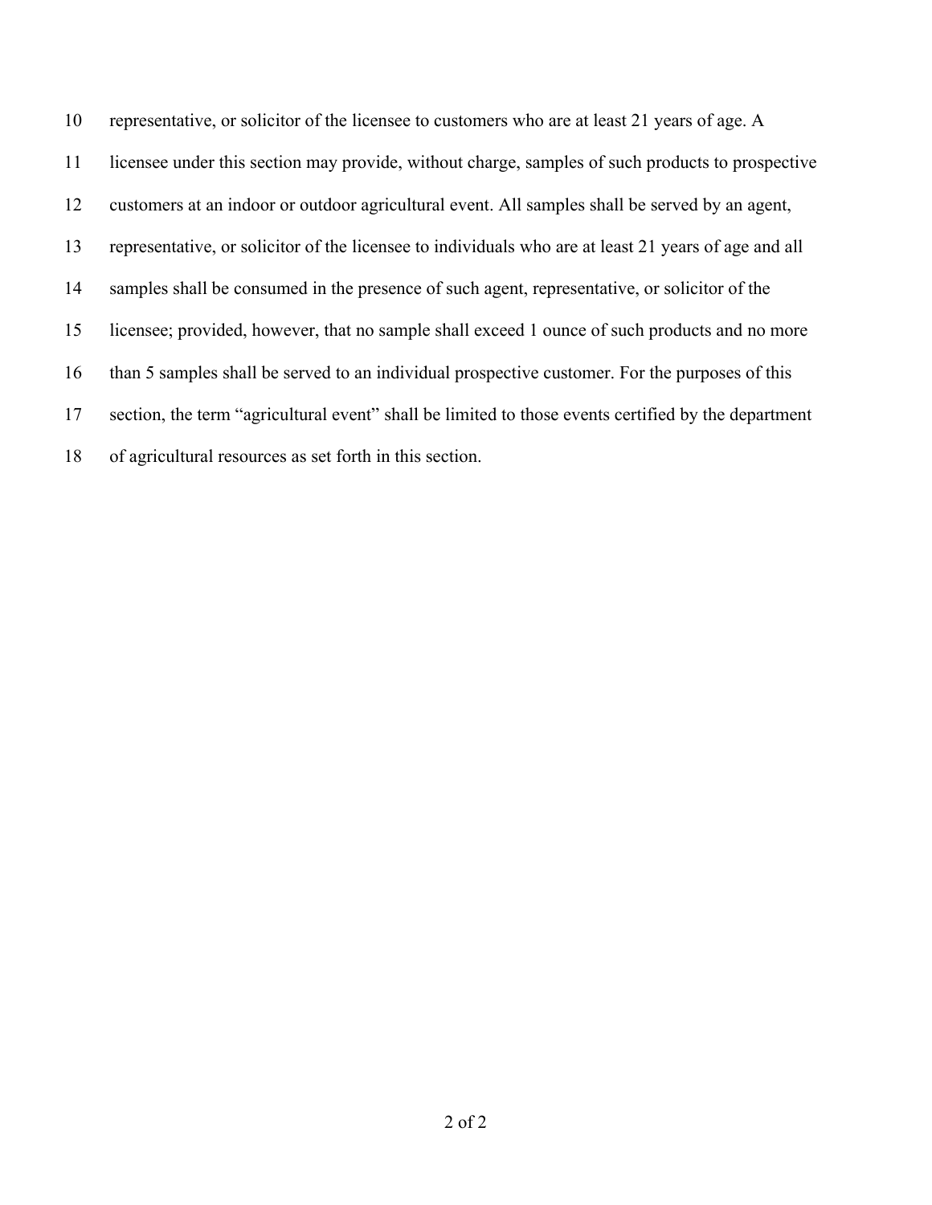representative, or solicitor of the licensee to customers who are at least 21 years of age. A licensee under this section may provide, without charge, samples of such products to prospective customers at an indoor or outdoor agricultural event. All samples shall be served by an agent, representative, or solicitor of the licensee to individuals who are at least 21 years of age and all samples shall be consumed in the presence of such agent, representative, or solicitor of the licensee; provided, however, that no sample shall exceed 1 ounce of such products and no more than 5 samples shall be served to an individual prospective customer. For the purposes of this section, the term "agricultural event" shall be limited to those events certified by the department of agricultural resources as set forth in this section.